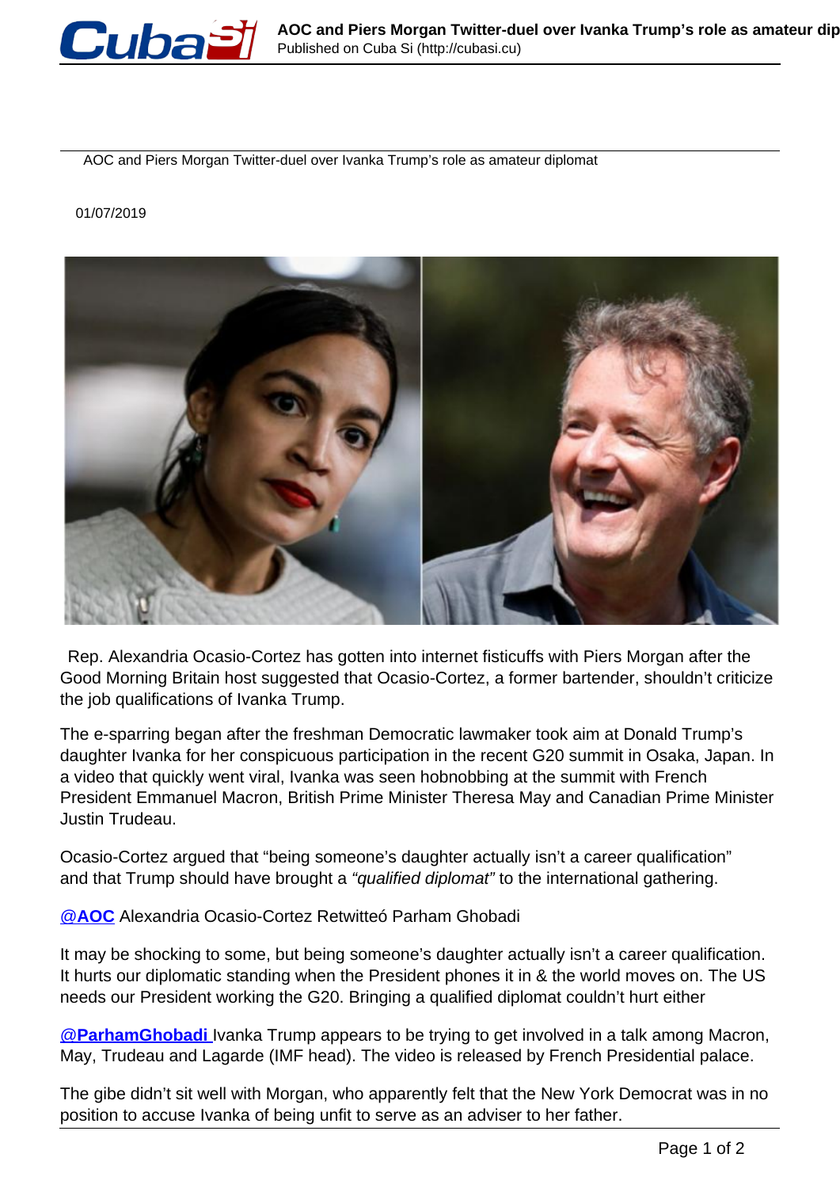# AOC and Piers Morgan Twitter-duel over Ivanka Trump's role as amateur diplomat

01/07/2019

Rep. Alexandria Ocasio-Cortez has gotten into internet fisticuffs with Piers Morgan after the Good Morning Britain host suggested that Ocasio-Cortez, a former bartender, shouldn't criticize the job qualifications of Ivanka Trump.

The e-sparring began after the freshman Democratic lawmaker took aim at Donald Trump's daughter Ivanka for her conspicuous participation in the recent G20 summit in Osaka, Japan. In a video that quickly went viral, Ivanka was seen hobnobbing at the summit with French President Emmanuel Macron, British Prime Minister Theresa May and Canadian Prime Minister Justin Trudeau.

Ocasio-Cortez argued that "being someone's daughter actually isn't a career qualification" and that Trump should have brought a *"qualified diplomat"* to the international gathering.

[**@AOC**] Alexandria Ocasio-Cortez Retwitteó Parham Ghobadi

It may be shocking to some, but being someone's daughter actually isn't a career qualification. It hurts our diplomatic standing when the President phones it in & the world moves on. The US needs our President working the G20. Bringing a qualified diplomat couldn't hurt either

[**@ParhamGhobadi**] Ivanka Trump appears to be trying to get involved in a talk among Macron, May, Trudeau and Lagarde (IMF head). The video is released by French Presidential palace.

The gibe didn't sit well with Morgan, who apparently felt that the New York Democrat was in no position to accuse Ivanka of being unfit to serve as an adviser to her father.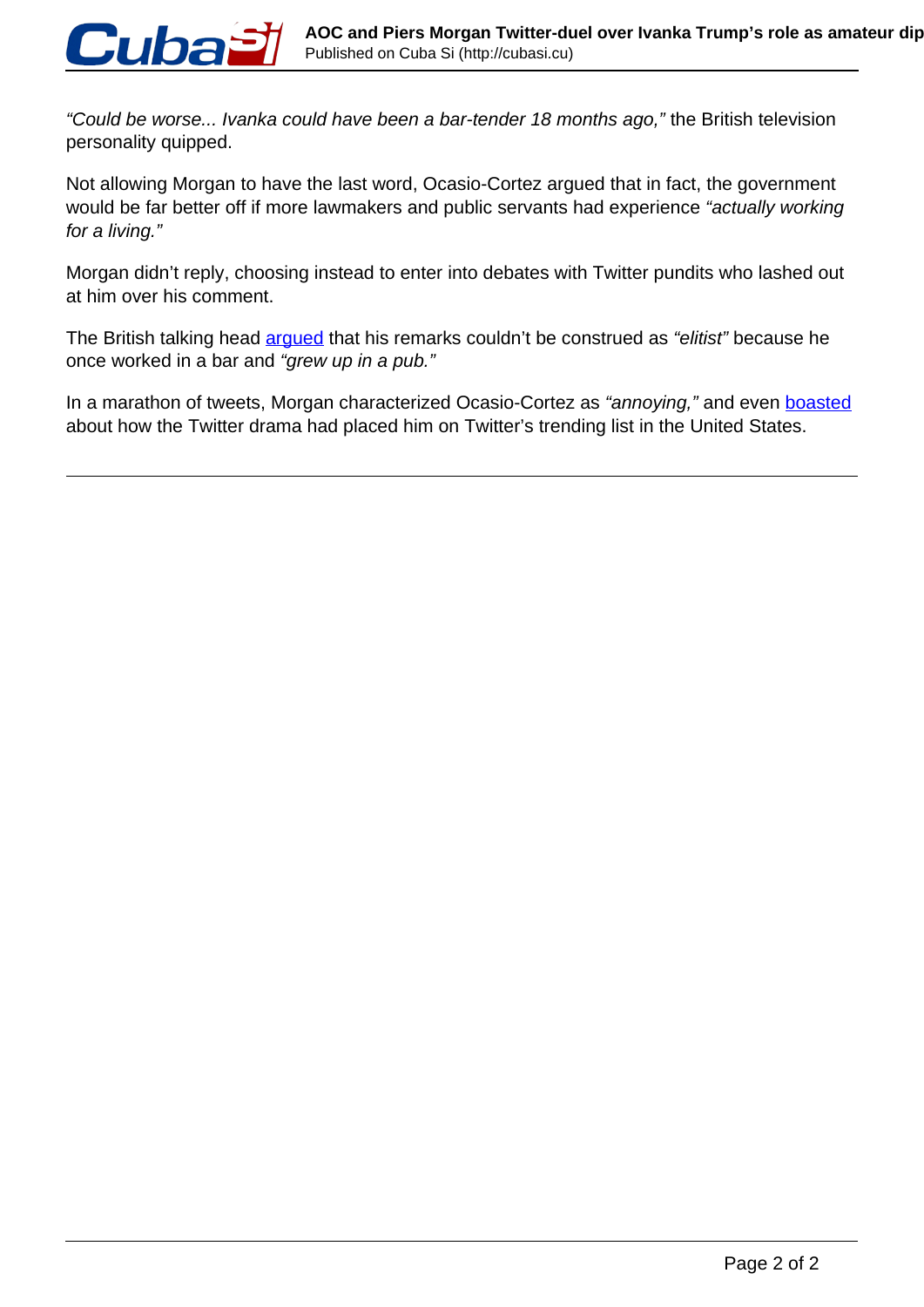*"Could be worse... Ivanka could have been a bar-tender 18 months ago,"* the British television personality quipped.

Not allowing Morgan to have the last word, Ocasio-Cortez argued that in fact, the government would be far better off if more lawmakers and public servants had experience *"actually working for a living."*

Morgan didn't reply, choosing instead to enter into debates with Twitter pundits who lashed out at him over his comment.

The British talking head argued that his remarks couldn't be construed as *"elitist"* because he once worked in a bar and *"grew up in a pub."*

In a marathon of tweets, Morgan characterized Ocasio-Cortez as *"annoying,"* and even boasted about how the Twitter drama had placed him on Twitter's trending list in the United States.